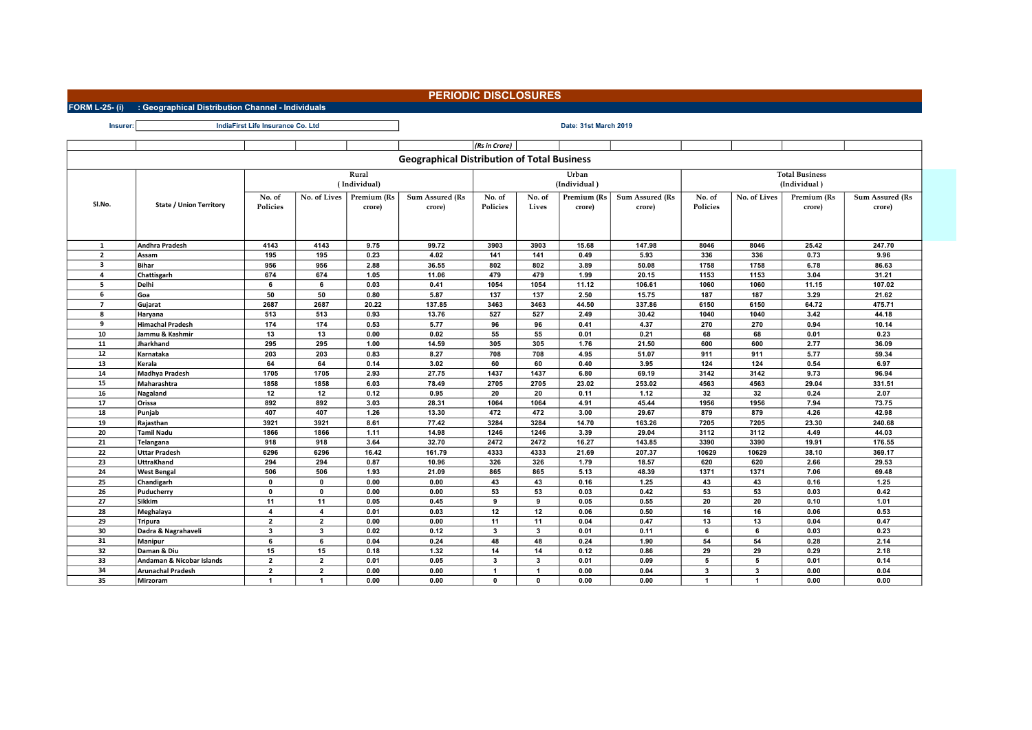# PERIODIC DISCLOSURES

**FORM L-25- (i) : Geographical Distribution Channel - Individuals**

**Insurer:** IndiaFirst Life Insurance Co. Ltd

**Date: 31st March 2019**

*(Rs in Crore)*

## Geographical Distribution of Total Business

| Sl.No. | State / Union Territory | Rural (Individual) | | | | Urban (Individual) | | | | Total Business (Individual) | | | |
|---|---|---|---|---|---|---|---|---|---|---|---|---|---|
| | | No. of Policies | No. of Lives | Premium (Rs crore) | Sum Assured (Rs crore) | No. of Policies | No. of Lives | Premium (Rs crore) | Sum Assured (Rs crore) | No. of Policies | No. of Lives | Premium (Rs crore) | Sum Assured (Rs crore) |
| 1 | Andhra Pradesh | 4143 | 4143 | 9.75 | 99.72 | 3903 | 3903 | 15.68 | 147.98 | 8046 | 8046 | 25.42 | 247.70 |
| 2 | Assam | 195 | 195 | 0.23 | 4.02 | 141 | 141 | 0.49 | 5.93 | 336 | 336 | 0.73 | 9.96 |
| 3 | Bihar | 956 | 956 | 2.88 | 36.55 | 802 | 802 | 3.89 | 50.08 | 1758 | 1758 | 6.78 | 86.63 |
| 4 | Chattisgarh | 674 | 674 | 1.05 | 11.06 | 479 | 479 | 1.99 | 20.15 | 1153 | 1153 | 3.04 | 31.21 |
| 5 | Delhi | 6 | 6 | 0.03 | 0.41 | 1054 | 1054 | 11.12 | 106.61 | 1060 | 1060 | 11.15 | 107.02 |
| 6 | Goa | 50 | 50 | 0.80 | 5.87 | 137 | 137 | 2.50 | 15.75 | 187 | 187 | 3.29 | 21.62 |
| 7 | Gujarat | 2687 | 2687 | 20.22 | 137.85 | 3463 | 3463 | 44.50 | 337.86 | 6150 | 6150 | 64.72 | 475.71 |
| 8 | Haryana | 513 | 513 | 0.93 | 13.76 | 527 | 527 | 2.49 | 30.42 | 1040 | 1040 | 3.42 | 44.18 |
| 9 | Himachal Pradesh | 174 | 174 | 0.53 | 5.77 | 96 | 96 | 0.41 | 4.37 | 270 | 270 | 0.94 | 10.14 |
| 10 | Jammu & Kashmir | 13 | 13 | 0.00 | 0.02 | 55 | 55 | 0.01 | 0.21 | 68 | 68 | 0.01 | 0.23 |
| 11 | Jharkhand | 295 | 295 | 1.00 | 14.59 | 305 | 305 | 1.76 | 21.50 | 600 | 600 | 2.77 | 36.09 |
| 12 | Karnataka | 203 | 203 | 0.83 | 8.27 | 708 | 708 | 4.95 | 51.07 | 911 | 911 | 5.77 | 59.34 |
| 13 | Kerala | 64 | 64 | 0.14 | 3.02 | 60 | 60 | 0.40 | 3.95 | 124 | 124 | 0.54 | 6.97 |
| 14 | Madhya Pradesh | 1705 | 1705 | 2.93 | 27.75 | 1437 | 1437 | 6.80 | 69.19 | 3142 | 3142 | 9.73 | 96.94 |
| 15 | Maharashtra | 1858 | 1858 | 6.03 | 78.49 | 2705 | 2705 | 23.02 | 253.02 | 4563 | 4563 | 29.04 | 331.51 |
| 16 | Nagaland | 12 | 12 | 0.12 | 0.95 | 20 | 20 | 0.11 | 1.12 | 32 | 32 | 0.24 | 2.07 |
| 17 | Orissa | 892 | 892 | 3.03 | 28.31 | 1064 | 1064 | 4.91 | 45.44 | 1956 | 1956 | 7.94 | 73.75 |
| 18 | Punjab | 407 | 407 | 1.26 | 13.30 | 472 | 472 | 3.00 | 29.67 | 879 | 879 | 4.26 | 42.98 |
| 19 | Rajasthan | 3921 | 3921 | 8.61 | 77.42 | 3284 | 3284 | 14.70 | 163.26 | 7205 | 7205 | 23.30 | 240.68 |
| 20 | Tamil Nadu | 1866 | 1866 | 1.11 | 14.98 | 1246 | 1246 | 3.39 | 29.04 | 3112 | 3112 | 4.49 | 44.03 |
| 21 | Telangana | 918 | 918 | 3.64 | 32.70 | 2472 | 2472 | 16.27 | 143.85 | 3390 | 3390 | 19.91 | 176.55 |
| 22 | Uttar Pradesh | 6296 | 6296 | 16.42 | 161.79 | 4333 | 4333 | 21.69 | 207.37 | 10629 | 10629 | 38.10 | 369.17 |
| 23 | UttraKhand | 294 | 294 | 0.87 | 10.96 | 326 | 326 | 1.79 | 18.57 | 620 | 620 | 2.66 | 29.53 |
| 24 | West Bengal | 506 | 506 | 1.93 | 21.09 | 865 | 865 | 5.13 | 48.39 | 1371 | 1371 | 7.06 | 69.48 |
| 25 | Chandigarh | 0 | 0 | 0.00 | 0.00 | 43 | 43 | 0.16 | 1.25 | 43 | 43 | 0.16 | 1.25 |
| 26 | Puducherry | 0 | 0 | 0.00 | 0.00 | 53 | 53 | 0.03 | 0.42 | 53 | 53 | 0.03 | 0.42 |
| 27 | Sikkim | 11 | 11 | 0.05 | 0.45 | 9 | 9 | 0.05 | 0.55 | 20 | 20 | 0.10 | 1.01 |
| 28 | Meghalaya | 4 | 4 | 0.01 | 0.03 | 12 | 12 | 0.06 | 0.50 | 16 | 16 | 0.06 | 0.53 |
| 29 | Tripura | 2 | 2 | 0.00 | 0.00 | 11 | 11 | 0.04 | 0.47 | 13 | 13 | 0.04 | 0.47 |
| 30 | Dadra & Nagrahaveli | 3 | 3 | 0.02 | 0.12 | 3 | 3 | 0.01 | 0.11 | 6 | 6 | 0.03 | 0.23 |
| 31 | Manipur | 6 | 6 | 0.04 | 0.24 | 48 | 48 | 0.24 | 1.90 | 54 | 54 | 0.28 | 2.14 |
| 32 | Daman & Diu | 15 | 15 | 0.18 | 1.32 | 14 | 14 | 0.12 | 0.86 | 29 | 29 | 0.29 | 2.18 |
| 33 | Andaman & Nicobar Islands | 2 | 2 | 0.01 | 0.05 | 3 | 3 | 0.01 | 0.09 | 5 | 5 | 0.01 | 0.14 |
| 34 | Arunachal Pradesh | 2 | 2 | 0.00 | 0.00 | 1 | 1 | 0.00 | 0.04 | 3 | 3 | 0.00 | 0.04 |
| 35 | Mirzoram | 1 | 1 | 0.00 | 0.00 | 0 | 0 | 0.00 | 0.00 | 1 | 1 | 0.00 | 0.00 |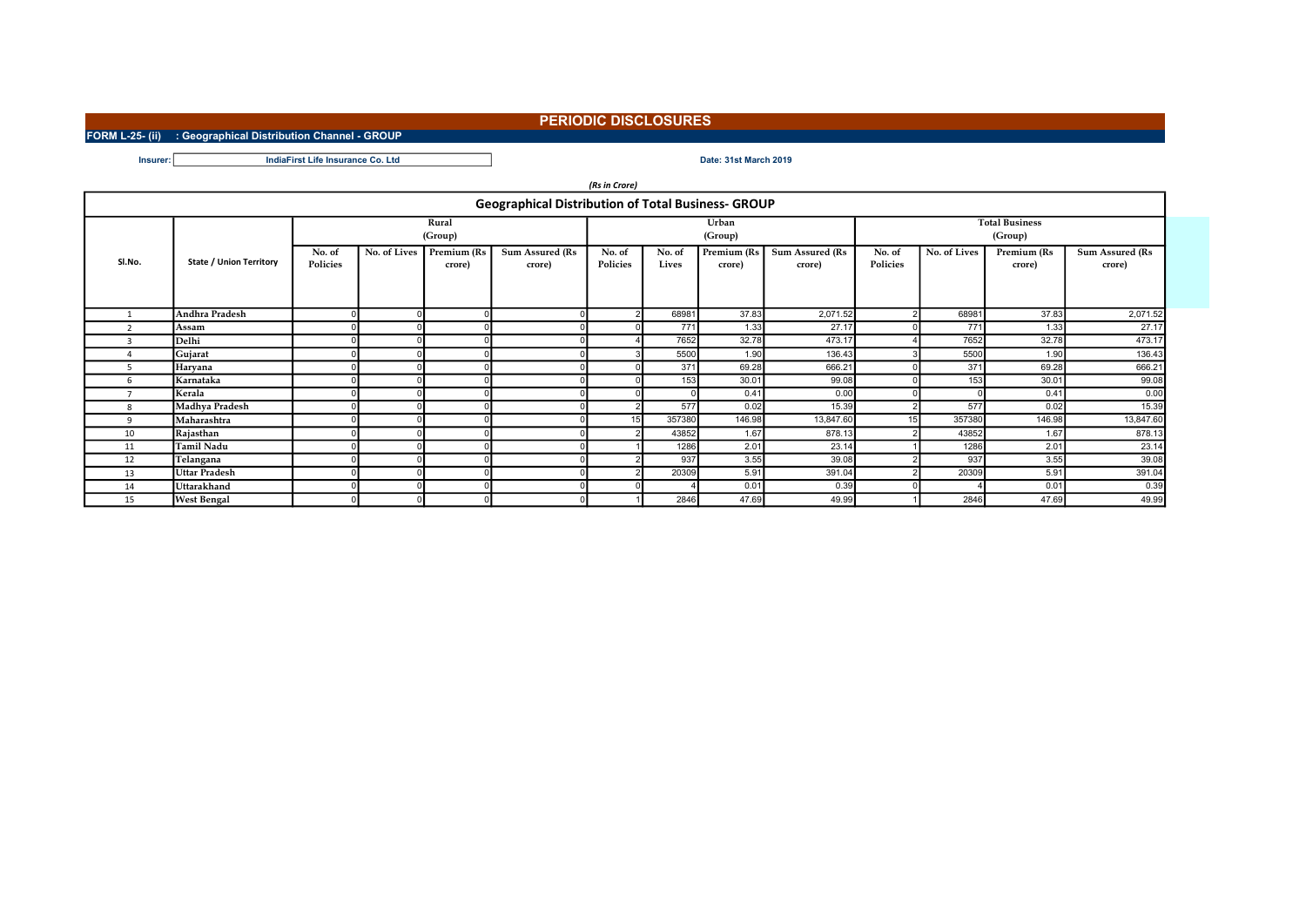# PERIODIC DISCLOSURES

**FORM L-25- (ii) : Geographical Distribution Channel - GROUP**

**Insurer:** IndiaFirst Life Insurance Co. Ltd

**Date: 31st March 2019**

*(Rs in Crore)*

## Geographical Distribution of Total Business- GROUP

| Sl.No. | State / Union Territory | Rural (Group) | | | | Urban (Group) | | | | Total Business (Group) | | | |
|---|---|---|---|---|---|---|---|---|---|---|---|---|---|
| | | No. of Policies | No. of Lives | Premium (Rs crore) | Sum Assured (Rs crore) | No. of Policies | No. of Lives | Premium (Rs crore) | Sum Assured (Rs crore) | No. of Policies | No. of Lives | Premium (Rs crore) | Sum Assured (Rs crore) |
| 1 | Andhra Pradesh | 0 | 0 | 0 | 0 | 2 | 68981 | 37.83 | 2,071.52 | 2 | 68981 | 37.83 | 2,071.52 |
| 2 | Assam | 0 | 0 | 0 | 0 | 0 | 771 | 1.33 | 27.17 | 0 | 771 | 1.33 | 27.17 |
| 3 | Delhi | 0 | 0 | 0 | 0 | 4 | 7652 | 32.78 | 473.17 | 4 | 7652 | 32.78 | 473.17 |
| 4 | Gujarat | 0 | 0 | 0 | 0 | 3 | 5500 | 1.90 | 136.43 | 3 | 5500 | 1.90 | 136.43 |
| 5 | Haryana | 0 | 0 | 0 | 0 | 0 | 371 | 69.28 | 666.21 | 0 | 371 | 69.28 | 666.21 |
| 6 | Karnataka | 0 | 0 | 0 | 0 | 0 | 153 | 30.01 | 99.08 | 0 | 153 | 30.01 | 99.08 |
| 7 | Kerala | 0 | 0 | 0 | 0 | 0 | 0 | 0.41 | 0.00 | 0 | 0 | 0.41 | 0.00 |
| 8 | Madhya Pradesh | 0 | 0 | 0 | 0 | 2 | 577 | 0.02 | 15.39 | 2 | 577 | 0.02 | 15.39 |
| 9 | Maharashtra | 0 | 0 | 0 | 0 | 15 | 357380 | 146.98 | 13,847.60 | 15 | 357380 | 146.98 | 13,847.60 |
| 10 | Rajasthan | 0 | 0 | 0 | 0 | 2 | 43852 | 1.67 | 878.13 | 2 | 43852 | 1.67 | 878.13 |
| 11 | Tamil Nadu | 0 | 0 | 0 | 0 | 1 | 1286 | 2.01 | 23.14 | 1 | 1286 | 2.01 | 23.14 |
| 12 | Telangana | 0 | 0 | 0 | 0 | 2 | 937 | 3.55 | 39.08 | 2 | 937 | 3.55 | 39.08 |
| 13 | Uttar Pradesh | 0 | 0 | 0 | 0 | 2 | 20309 | 5.91 | 391.04 | 2 | 20309 | 5.91 | 391.04 |
| 14 | Uttarakhand | 0 | 0 | 0 | 0 | 0 | 4 | 0.01 | 0.39 | 0 | 4 | 0.01 | 0.39 |
| 15 | West Bengal | 0 | 0 | 0 | 0 | 1 | 2846 | 47.69 | 49.99 | 1 | 2846 | 47.69 | 49.99 |